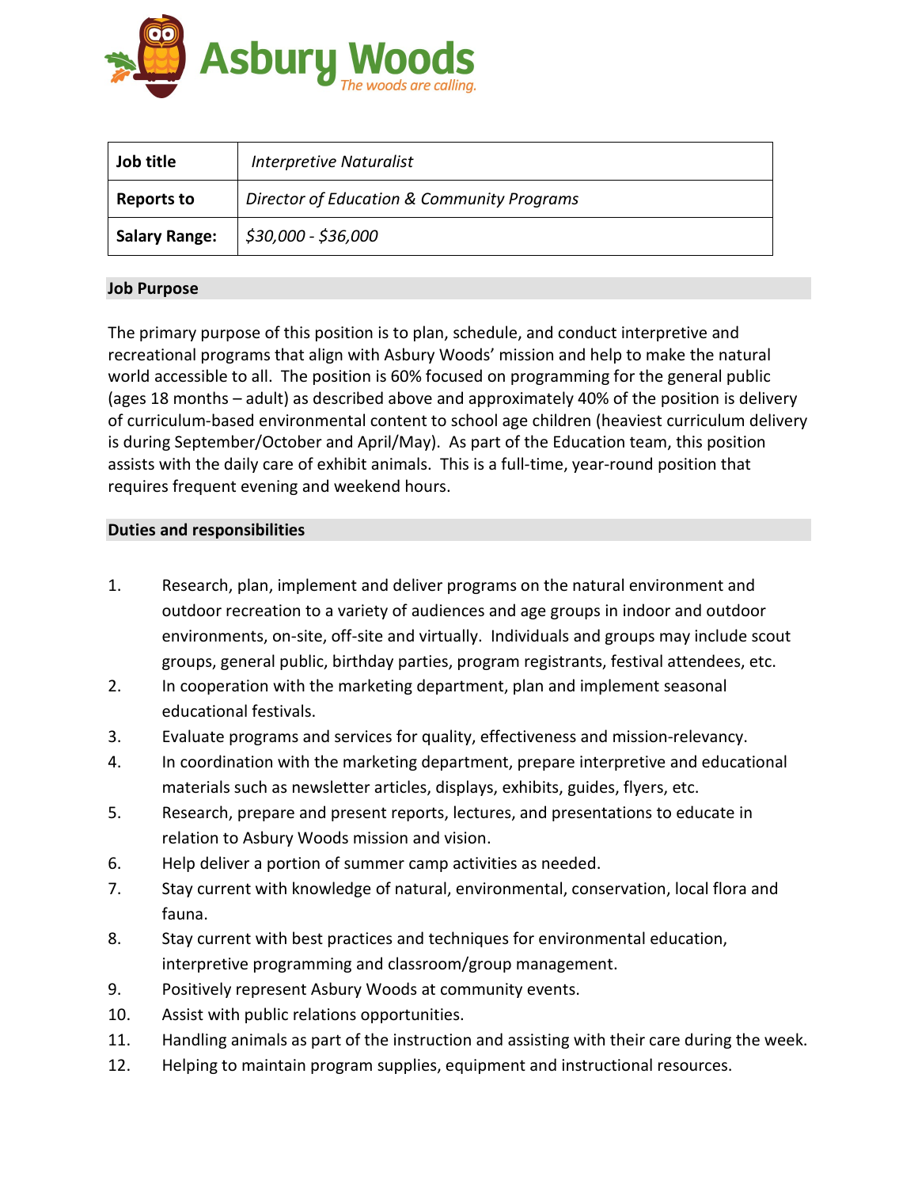# Asbury Woods

*The woods are calling.*

| **Job title** | *Interpretive Naturalist* |
|---|---|
| **Reports to** | *Director of Education & Community Programs* |
| **Salary Range:** | *$30,000 - $36,000* |

## Job Purpose

The primary purpose of this position is to plan, schedule, and conduct interpretive and recreational programs that align with Asbury Woods' mission and help to make the natural world accessible to all. The position is 60% focused on programming for the general public (ages 18 months – adult) as described above and approximately 40% of the position is delivery of curriculum-based environmental content to school age children (heaviest curriculum delivery is during September/October and April/May). As part of the Education team, this position assists with the daily care of exhibit animals. This is a full-time, year-round position that requires frequent evening and weekend hours.

## Duties and responsibilities

1. Research, plan, implement and deliver programs on the natural environment and outdoor recreation to a variety of audiences and age groups in indoor and outdoor environments, on-site, off-site and virtually. Individuals and groups may include scout groups, general public, birthday parties, program registrants, festival attendees, etc.
2. In cooperation with the marketing department, plan and implement seasonal educational festivals.
3. Evaluate programs and services for quality, effectiveness and mission-relevancy.
4. In coordination with the marketing department, prepare interpretive and educational materials such as newsletter articles, displays, exhibits, guides, flyers, etc.
5. Research, prepare and present reports, lectures, and presentations to educate in relation to Asbury Woods mission and vision.
6. Help deliver a portion of summer camp activities as needed.
7. Stay current with knowledge of natural, environmental, conservation, local flora and fauna.
8. Stay current with best practices and techniques for environmental education, interpretive programming and classroom/group management.
9. Positively represent Asbury Woods at community events.
10. Assist with public relations opportunities.
11. Handling animals as part of the instruction and assisting with their care during the week.
12. Helping to maintain program supplies, equipment and instructional resources.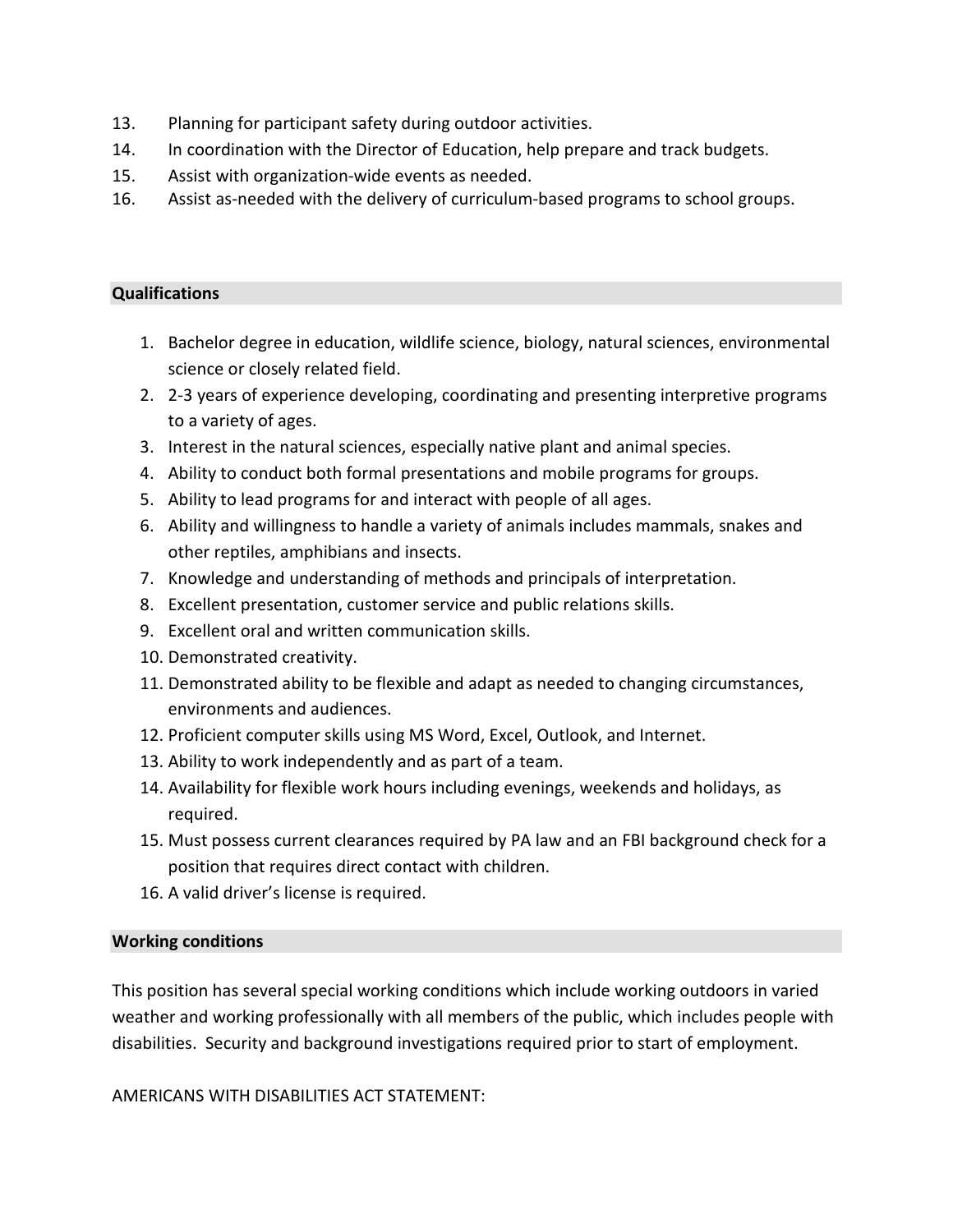13. Planning for participant safety during outdoor activities.
14. In coordination with the Director of Education, help prepare and track budgets.
15. Assist with organization-wide events as needed.
16. Assist as-needed with the delivery of curriculum-based programs to school groups.

## Qualifications

1. Bachelor degree in education, wildlife science, biology, natural sciences, environmental science or closely related field.
2. 2-3 years of experience developing, coordinating and presenting interpretive programs to a variety of ages.
3. Interest in the natural sciences, especially native plant and animal species.
4. Ability to conduct both formal presentations and mobile programs for groups.
5. Ability to lead programs for and interact with people of all ages.
6. Ability and willingness to handle a variety of animals includes mammals, snakes and other reptiles, amphibians and insects.
7. Knowledge and understanding of methods and principals of interpretation.
8. Excellent presentation, customer service and public relations skills.
9. Excellent oral and written communication skills.
10. Demonstrated creativity.
11. Demonstrated ability to be flexible and adapt as needed to changing circumstances, environments and audiences.
12. Proficient computer skills using MS Word, Excel, Outlook, and Internet.
13. Ability to work independently and as part of a team.
14. Availability for flexible work hours including evenings, weekends and holidays, as required.
15. Must possess current clearances required by PA law and an FBI background check for a position that requires direct contact with children.
16. A valid driver's license is required.

## Working conditions

This position has several special working conditions which include working outdoors in varied weather and working professionally with all members of the public, which includes people with disabilities. Security and background investigations required prior to start of employment.

AMERICANS WITH DISABILITIES ACT STATEMENT: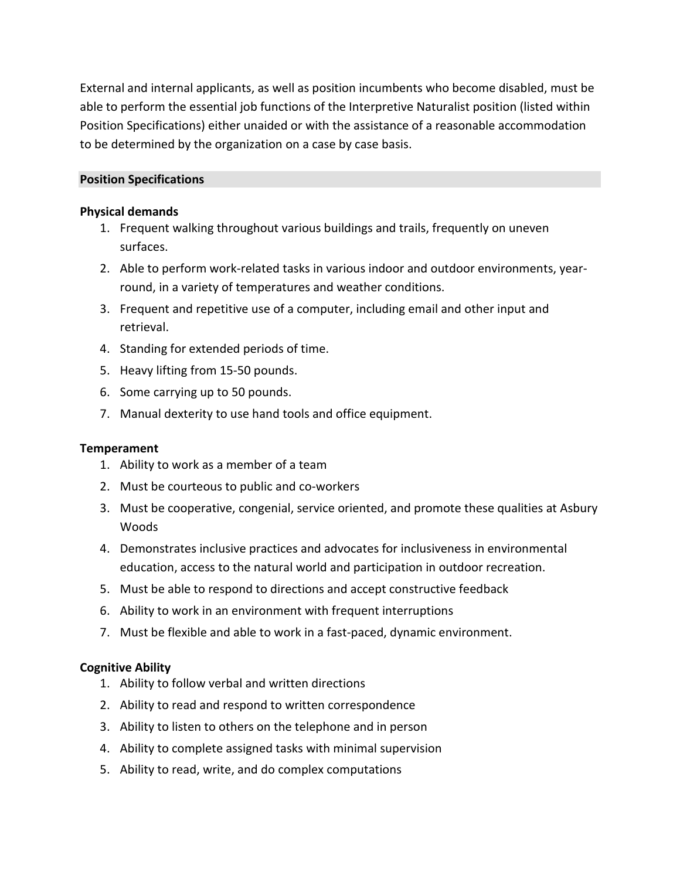External and internal applicants, as well as position incumbents who become disabled, must be able to perform the essential job functions of the Interpretive Naturalist position (listed within Position Specifications) either unaided or with the assistance of a reasonable accommodation to be determined by the organization on a case by case basis.

## Position Specifications

### Physical demands

1. Frequent walking throughout various buildings and trails, frequently on uneven surfaces.
2. Able to perform work-related tasks in various indoor and outdoor environments, year-round, in a variety of temperatures and weather conditions.
3. Frequent and repetitive use of a computer, including email and other input and retrieval.
4. Standing for extended periods of time.
5. Heavy lifting from 15-50 pounds.
6. Some carrying up to 50 pounds.
7. Manual dexterity to use hand tools and office equipment.

### Temperament

1. Ability to work as a member of a team
2. Must be courteous to public and co-workers
3. Must be cooperative, congenial, service oriented, and promote these qualities at Asbury Woods
4. Demonstrates inclusive practices and advocates for inclusiveness in environmental education, access to the natural world and participation in outdoor recreation.
5. Must be able to respond to directions and accept constructive feedback
6. Ability to work in an environment with frequent interruptions
7. Must be flexible and able to work in a fast-paced, dynamic environment.

### Cognitive Ability

1. Ability to follow verbal and written directions
2. Ability to read and respond to written correspondence
3. Ability to listen to others on the telephone and in person
4. Ability to complete assigned tasks with minimal supervision
5. Ability to read, write, and do complex computations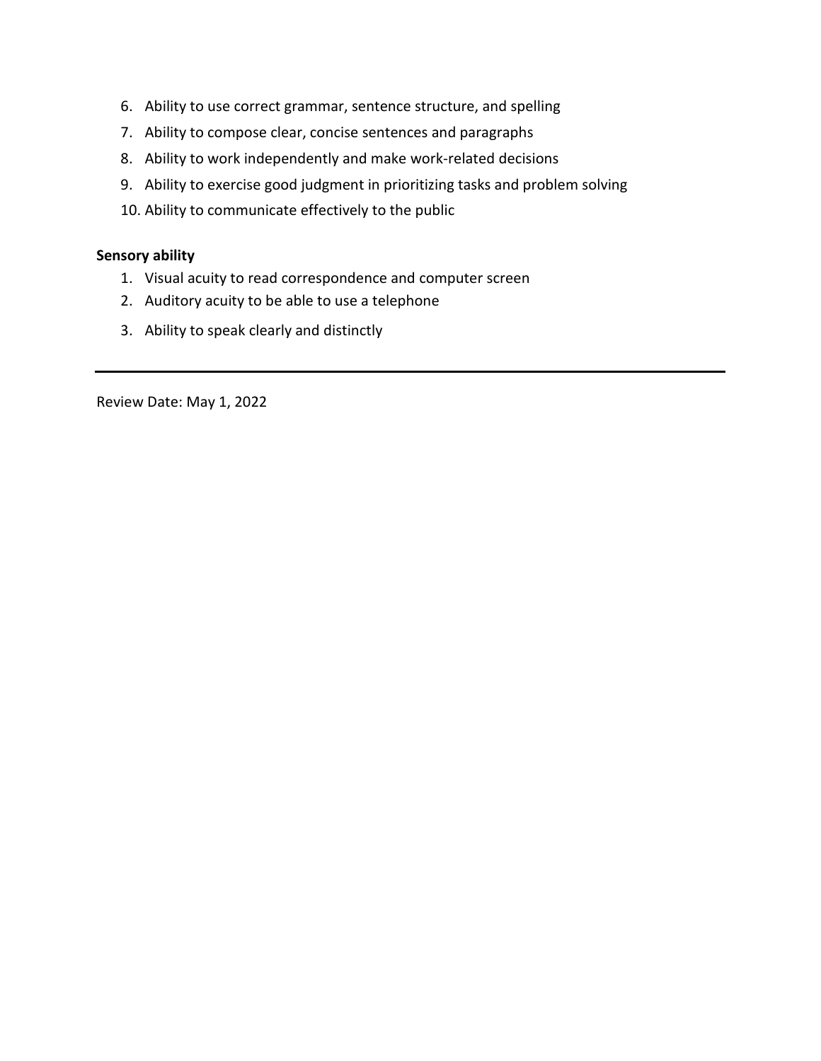6. Ability to use correct grammar, sentence structure, and spelling
7. Ability to compose clear, concise sentences and paragraphs
8. Ability to work independently and make work-related decisions
9. Ability to exercise good judgment in prioritizing tasks and problem solving
10. Ability to communicate effectively to the public

**Sensory ability**

1. Visual acuity to read correspondence and computer screen
2. Auditory acuity to be able to use a telephone
3. Ability to speak clearly and distinctly

---

Review Date: May 1, 2022